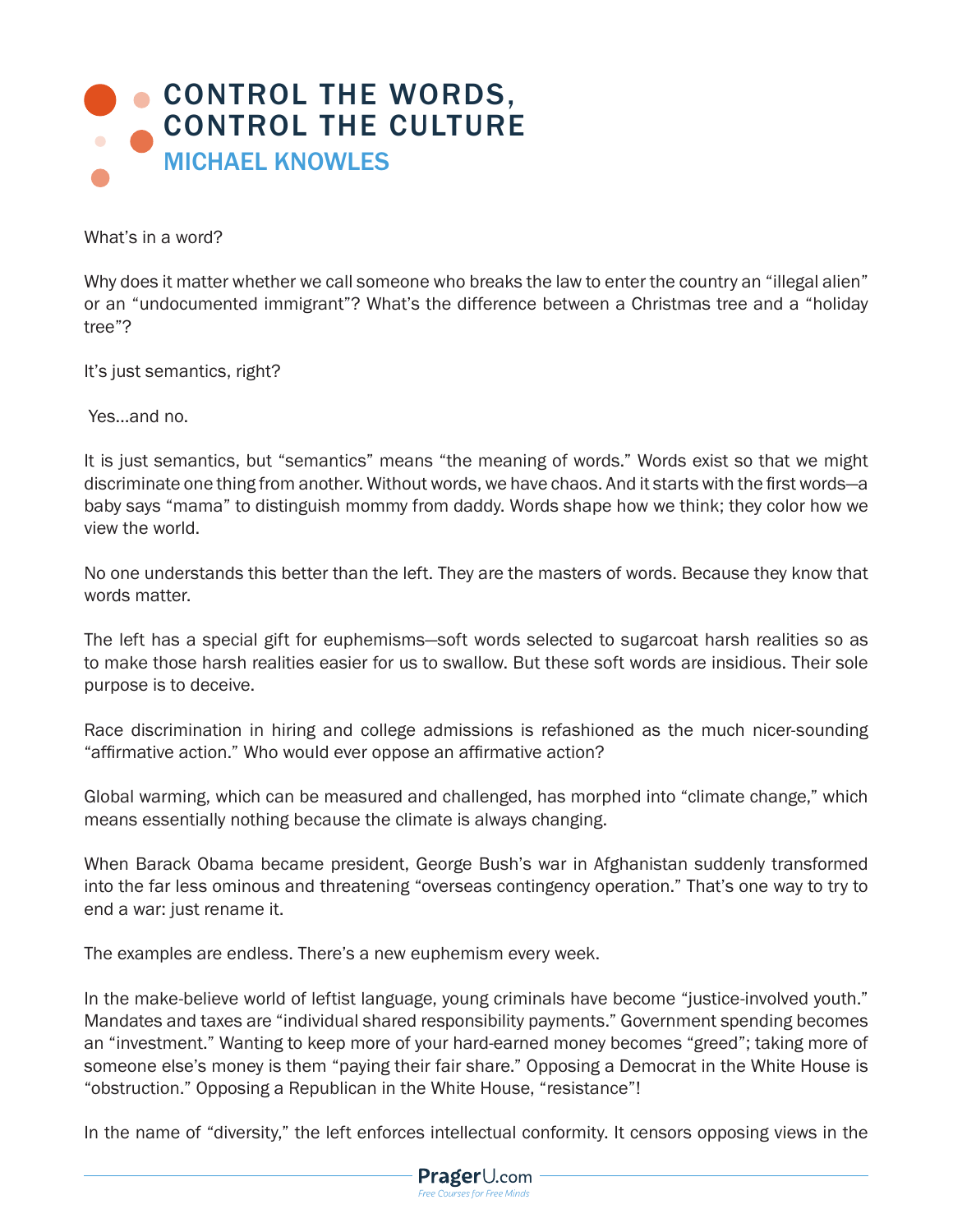# CONTROL THE WORDS, CONTROL THE CULTURE

## MICHAEL KNOWLES

What's in a word?

Why does it matter whether we call someone who breaks the law to enter the country an "illegal alien" or an "undocumented immigrant"? What's the difference between a Christmas tree and a "holiday tree"?

It's just semantics, right?

Yes...and no.

It is just semantics, but "semantics" means "the meaning of words." Words exist so that we might discriminate one thing from another. Without words, we have chaos. And it starts with the first words—a baby says "mama" to distinguish mommy from daddy. Words shape how we think; they color how we view the world.

No one understands this better than the left. They are the masters of words. Because they know that words matter.

The left has a special gift for euphemisms—soft words selected to sugarcoat harsh realities so as to make those harsh realities easier for us to swallow. But these soft words are insidious. Their sole purpose is to deceive.

Race discrimination in hiring and college admissions is refashioned as the much nicer-sounding "affirmative action." Who would ever oppose an affirmative action?

Global warming, which can be measured and challenged, has morphed into "climate change," which means essentially nothing because the climate is always changing.

When Barack Obama became president, George Bush's war in Afghanistan suddenly transformed into the far less ominous and threatening "overseas contingency operation." That's one way to try to end a war: just rename it.

The examples are endless. There's a new euphemism every week.

In the make-believe world of leftist language, young criminals have become "justice-involved youth." Mandates and taxes are "individual shared responsibility payments." Government spending becomes an "investment." Wanting to keep more of your hard-earned money becomes "greed"; taking more of someone else's money is them "paying their fair share." Opposing a Democrat in the White House is "obstruction." Opposing a Republican in the White House, "resistance"!

In the name of "diversity," the left enforces intellectual conformity. It censors opposing views in the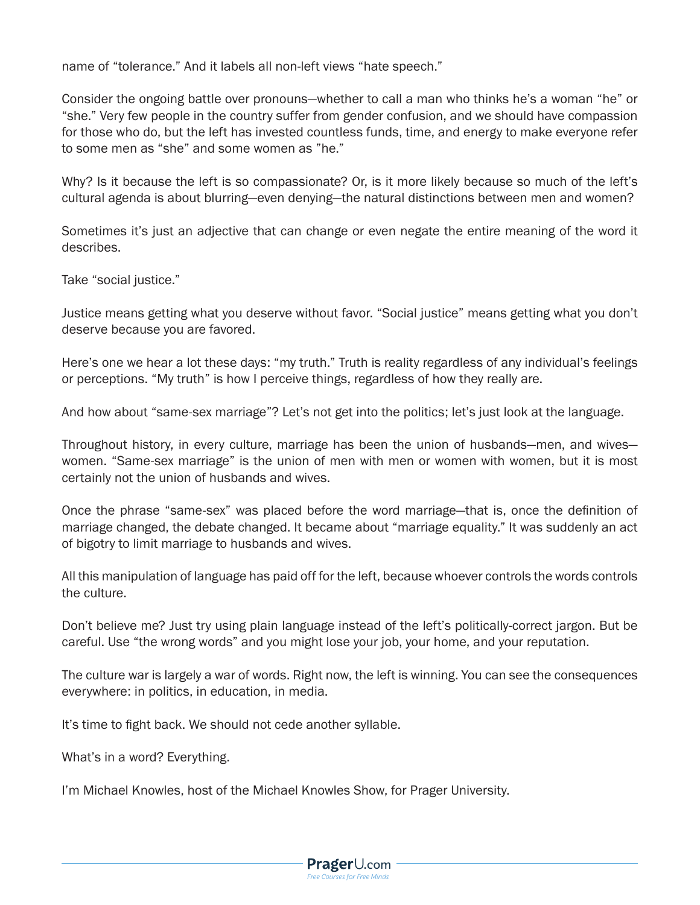name of "tolerance." And it labels all non-left views "hate speech."

Consider the ongoing battle over pronouns—whether to call a man who thinks he's a woman "he" or "she." Very few people in the country suffer from gender confusion, and we should have compassion for those who do, but the left has invested countless funds, time, and energy to make everyone refer to some men as "she" and some women as "he."

Why? Is it because the left is so compassionate? Or, is it more likely because so much of the left's cultural agenda is about blurring—even denying—the natural distinctions between men and women?

Sometimes it's just an adjective that can change or even negate the entire meaning of the word it describes.

Take "social justice."

Justice means getting what you deserve without favor. "Social justice" means getting what you don't deserve because you are favored.

Here's one we hear a lot these days: "my truth." Truth is reality regardless of any individual's feelings or perceptions. "My truth" is how I perceive things, regardless of how they really are.

And how about "same-sex marriage"? Let's not get into the politics; let's just look at the language.

Throughout history, in every culture, marriage has been the union of husbands—men, and wives—women. "Same-sex marriage" is the union of men with men or women with women, but it is most certainly not the union of husbands and wives.

Once the phrase "same-sex" was placed before the word marriage—that is, once the definition of marriage changed, the debate changed. It became about "marriage equality." It was suddenly an act of bigotry to limit marriage to husbands and wives.

All this manipulation of language has paid off for the left, because whoever controls the words controls the culture.

Don't believe me? Just try using plain language instead of the left's politically-correct jargon. But be careful. Use "the wrong words" and you might lose your job, your home, and your reputation.

The culture war is largely a war of words. Right now, the left is winning. You can see the consequences everywhere: in politics, in education, in media.

It's time to fight back. We should not cede another syllable.

What's in a word? Everything.

I'm Michael Knowles, host of the Michael Knowles Show, for Prager University.